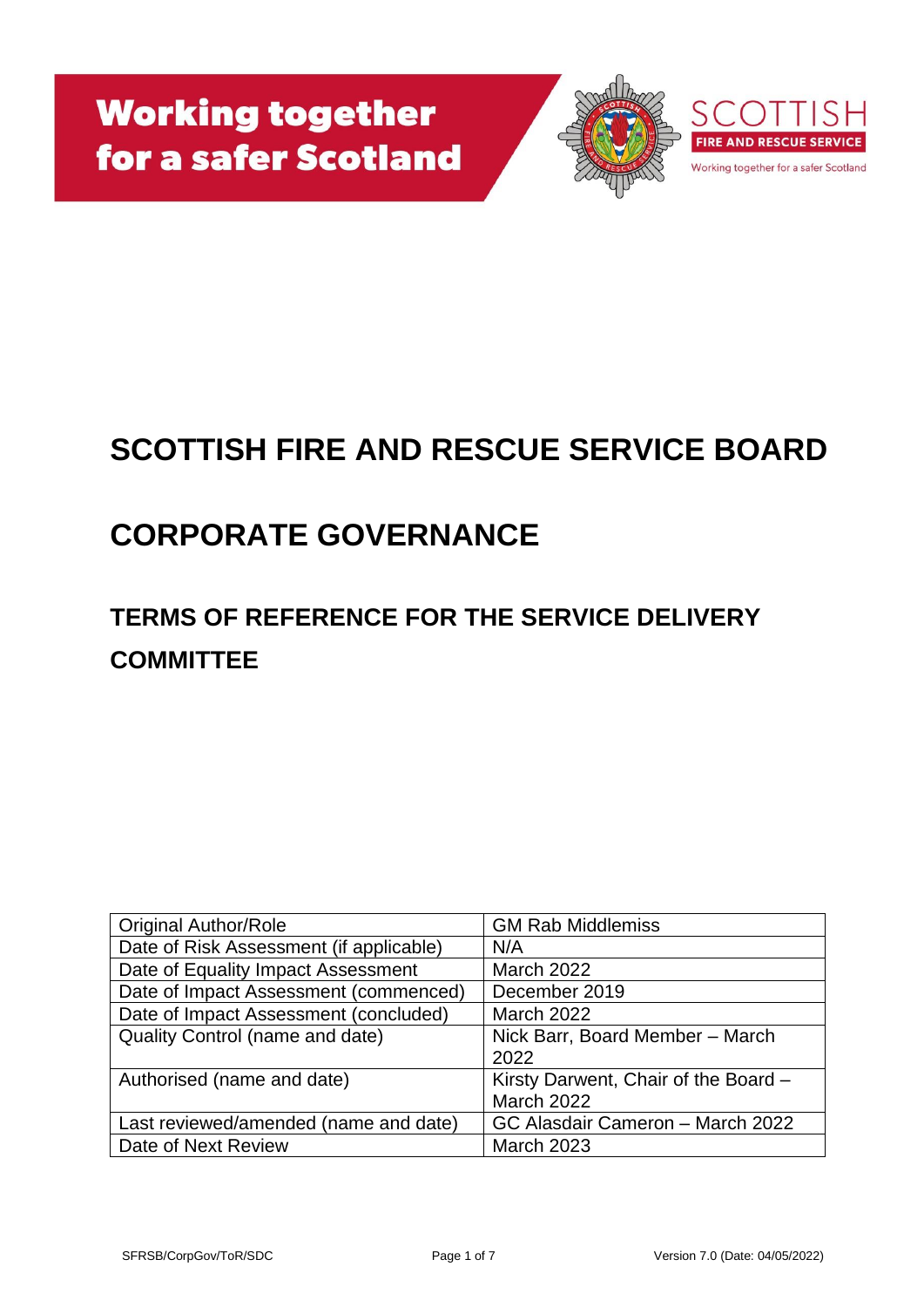# SCOTTISH FIRE AND RESCUE SERVICE BOARD

# CORPORATE GOVERNANCE

## TERMS OF REFERENCE FOR THE SERVICE DELIVERY COMMITTEE

| Original Author/Role | GM Rab Middlemiss |
|---|---|
| Date of Risk Assessment (if applicable) | N/A |
| Date of Equality Impact Assessment | March 2022 |
| Date of Impact Assessment (commenced) | December 2019 |
| Date of Impact Assessment (concluded) | March 2022 |
| Quality Control (name and date) | Nick Barr, Board Member – March 2022 |
| Authorised (name and date) | Kirsty Darwent, Chair of the Board – March 2022 |
| Last reviewed/amended (name and date) | GC Alasdair Cameron – March 2022 |
| Date of Next Review | March 2023 |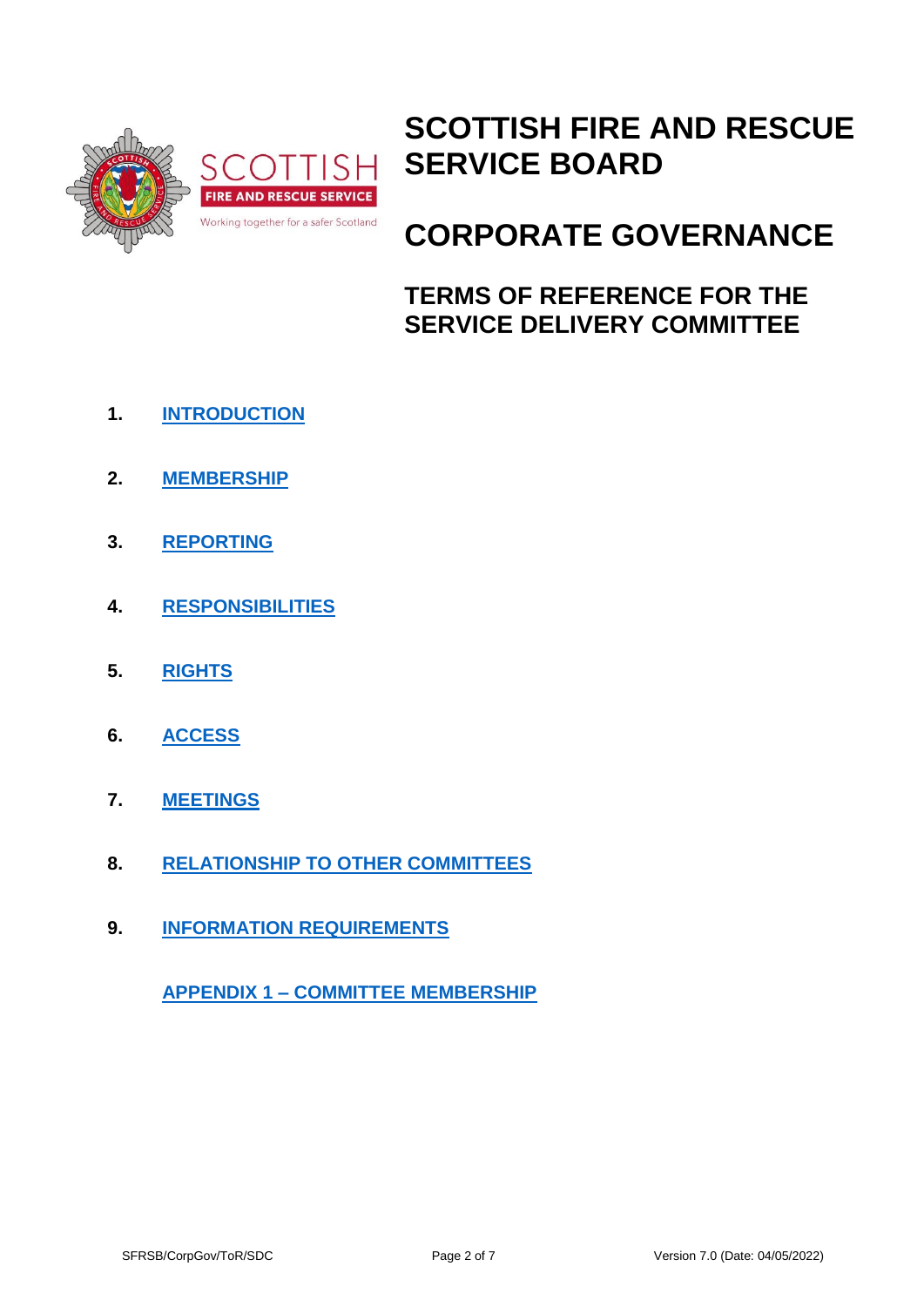# SCOTTISH FIRE AND RESCUE SERVICE BOARD

# CORPORATE GOVERNANCE

## TERMS OF REFERENCE FOR THE SERVICE DELIVERY COMMITTEE

1. **INTRODUCTION**
2. **MEMBERSHIP**
3. **REPORTING**
4. **RESPONSIBILITIES**
5. **RIGHTS**
6. **ACCESS**
7. **MEETINGS**
8. **RELATIONSHIP TO OTHER COMMITTEES**
9. **INFORMATION REQUIREMENTS**

**APPENDIX 1 – COMMITTEE MEMBERSHIP**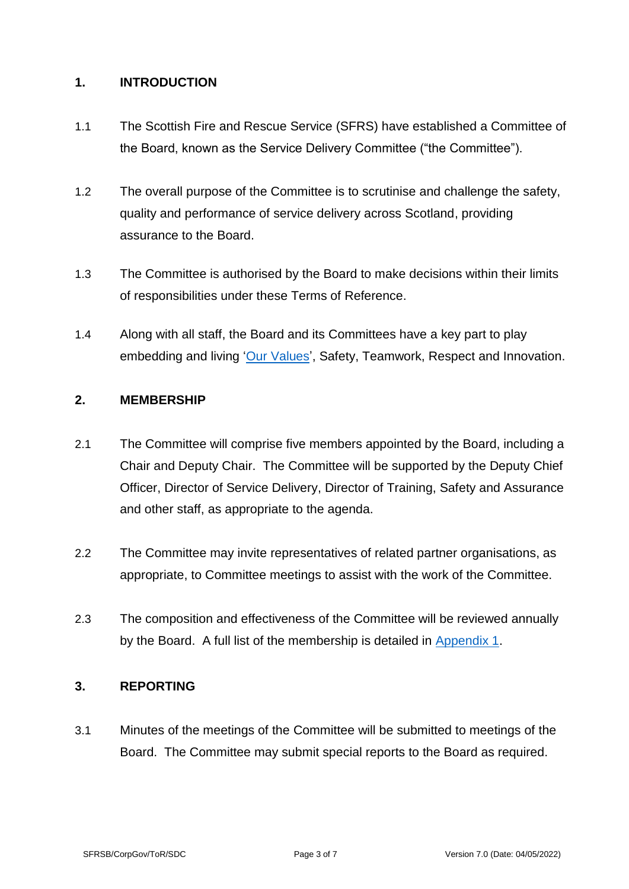## 1. INTRODUCTION

1.1 The Scottish Fire and Rescue Service (SFRS) have established a Committee of the Board, known as the Service Delivery Committee ("the Committee").

1.2 The overall purpose of the Committee is to scrutinise and challenge the safety, quality and performance of service delivery across Scotland, providing assurance to the Board.

1.3 The Committee is authorised by the Board to make decisions within their limits of responsibilities under these Terms of Reference.

1.4 Along with all staff, the Board and its Committees have a key part to play embedding and living 'Our Values', Safety, Teamwork, Respect and Innovation.

## 2. MEMBERSHIP

2.1 The Committee will comprise five members appointed by the Board, including a Chair and Deputy Chair. The Committee will be supported by the Deputy Chief Officer, Director of Service Delivery, Director of Training, Safety and Assurance and other staff, as appropriate to the agenda.

2.2 The Committee may invite representatives of related partner organisations, as appropriate, to Committee meetings to assist with the work of the Committee.

2.3 The composition and effectiveness of the Committee will be reviewed annually by the Board. A full list of the membership is detailed in Appendix 1.

## 3. REPORTING

3.1 Minutes of the meetings of the Committee will be submitted to meetings of the Board. The Committee may submit special reports to the Board as required.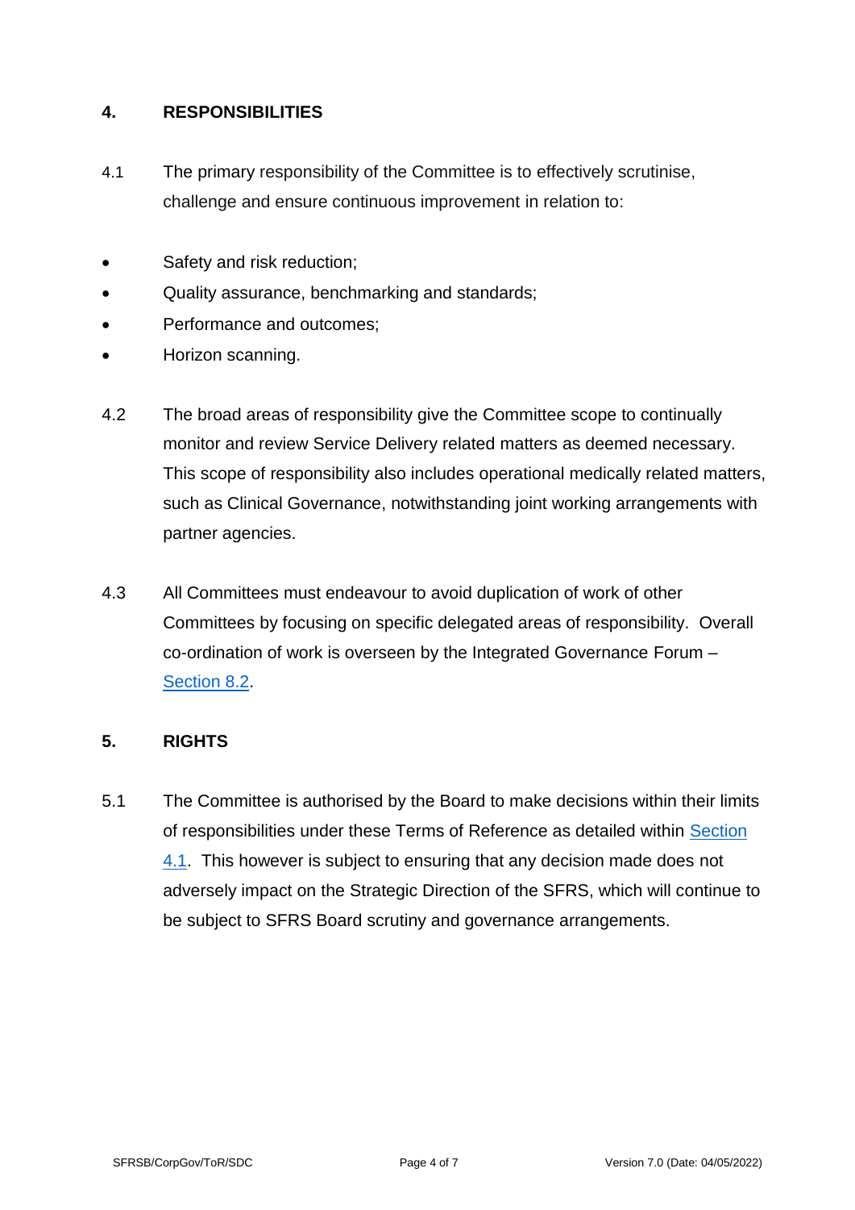## 4. RESPONSIBILITIES

4.1 The primary responsibility of the Committee is to effectively scrutinise, challenge and ensure continuous improvement in relation to:

- Safety and risk reduction;
- Quality assurance, benchmarking and standards;
- Performance and outcomes;
- Horizon scanning.

4.2 The broad areas of responsibility give the Committee scope to continually monitor and review Service Delivery related matters as deemed necessary. This scope of responsibility also includes operational medically related matters, such as Clinical Governance, notwithstanding joint working arrangements with partner agencies.

4.3 All Committees must endeavour to avoid duplication of work of other Committees by focusing on specific delegated areas of responsibility. Overall co-ordination of work is overseen by the Integrated Governance Forum – Section 8.2.

## 5. RIGHTS

5.1 The Committee is authorised by the Board to make decisions within their limits of responsibilities under these Terms of Reference as detailed within Section 4.1. This however is subject to ensuring that any decision made does not adversely impact on the Strategic Direction of the SFRS, which will continue to be subject to SFRS Board scrutiny and governance arrangements.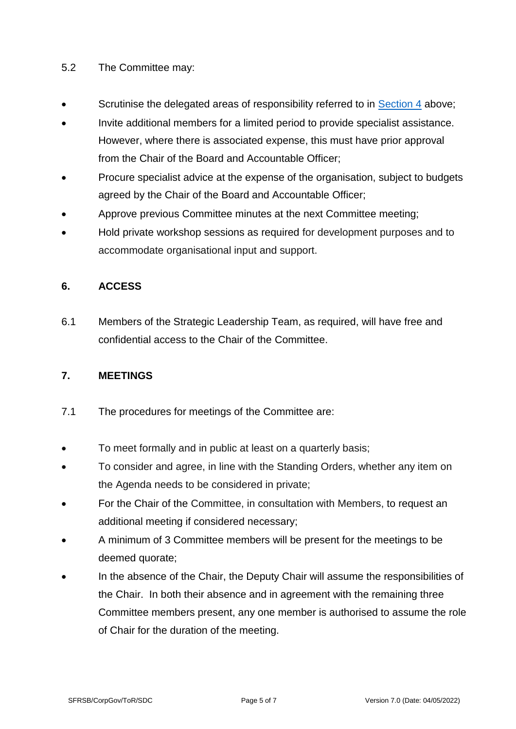5.2 The Committee may:

- Scrutinise the delegated areas of responsibility referred to in [Section 4](#) above;
- Invite additional members for a limited period to provide specialist assistance. However, where there is associated expense, this must have prior approval from the Chair of the Board and Accountable Officer;
- Procure specialist advice at the expense of the organisation, subject to budgets agreed by the Chair of the Board and Accountable Officer;
- Approve previous Committee minutes at the next Committee meeting;
- Hold private workshop sessions as required for development purposes and to accommodate organisational input and support.

## 6. ACCESS

6.1 Members of the Strategic Leadership Team, as required, will have free and confidential access to the Chair of the Committee.

## 7. MEETINGS

7.1 The procedures for meetings of the Committee are:

- To meet formally and in public at least on a quarterly basis;
- To consider and agree, in line with the Standing Orders, whether any item on the Agenda needs to be considered in private;
- For the Chair of the Committee, in consultation with Members, to request an additional meeting if considered necessary;
- A minimum of 3 Committee members will be present for the meetings to be deemed quorate;
- In the absence of the Chair, the Deputy Chair will assume the responsibilities of the Chair. In both their absence and in agreement with the remaining three Committee members present, any one member is authorised to assume the role of Chair for the duration of the meeting.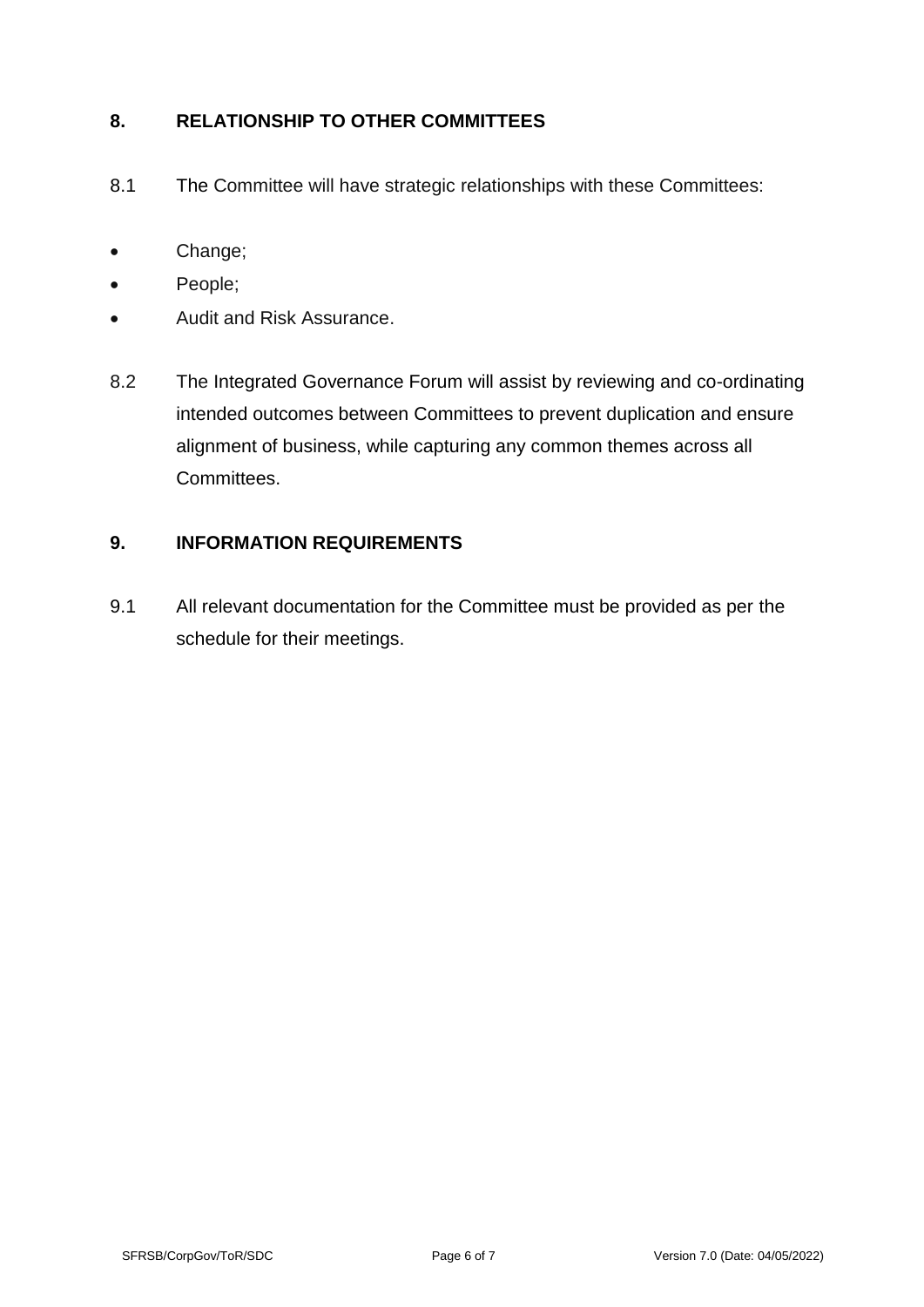## 8. RELATIONSHIP TO OTHER COMMITTEES

8.1 The Committee will have strategic relationships with these Committees:

- Change;
- People;
- Audit and Risk Assurance.

8.2 The Integrated Governance Forum will assist by reviewing and co-ordinating intended outcomes between Committees to prevent duplication and ensure alignment of business, while capturing any common themes across all Committees.

## 9. INFORMATION REQUIREMENTS

9.1 All relevant documentation for the Committee must be provided as per the schedule for their meetings.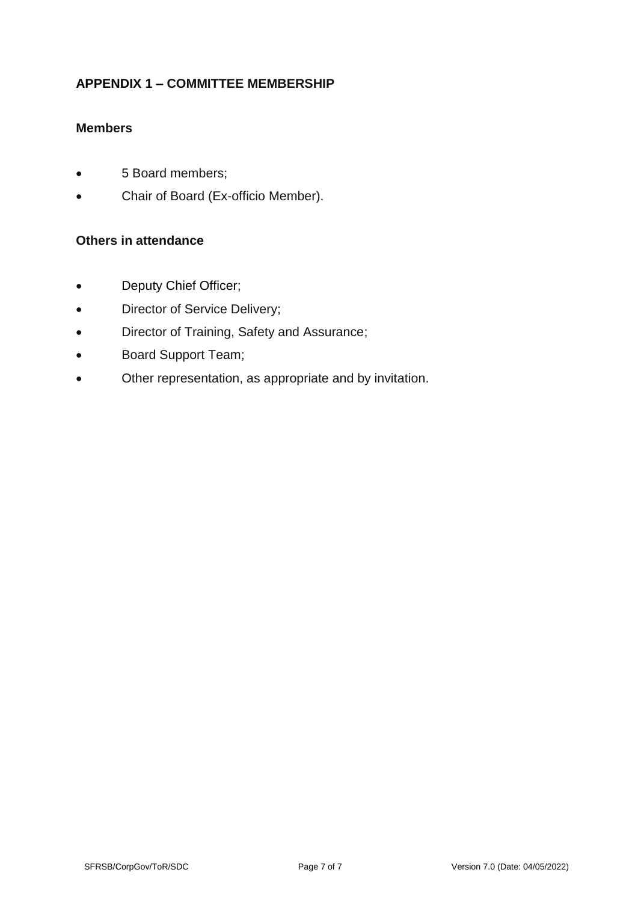## APPENDIX 1 – COMMITTEE MEMBERSHIP

### Members

- 5 Board members;
- Chair of Board (Ex-officio Member).

### Others in attendance

- Deputy Chief Officer;
- Director of Service Delivery;
- Director of Training, Safety and Assurance;
- Board Support Team;
- Other representation, as appropriate and by invitation.